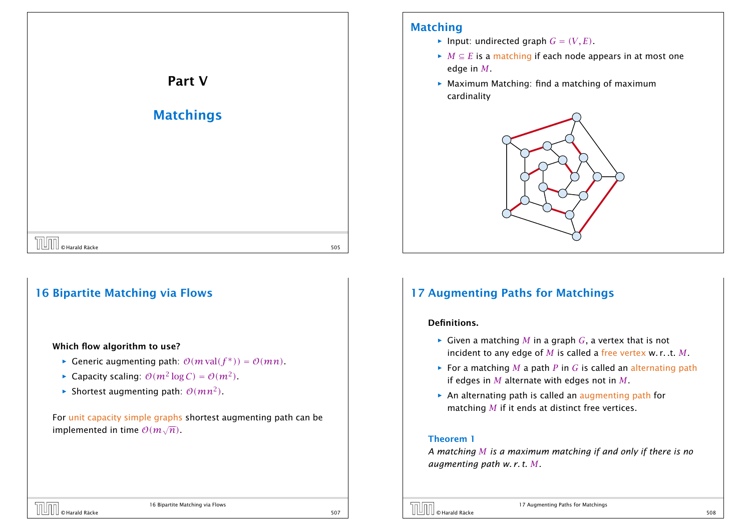# Part V

## Matchings

## Matching

- Input: undirected graph $G = (V, E)$.
- $M \subseteq E$ is a matching if each node appears in at most one edge in $M$.
- Maximum Matching: find a matching of maximum cardinality

## 16 Bipartite Matching via Flows

**Which flow algorithm to use?**

- Generic augmenting path: $\mathcal{O}(m\,\mathrm{val}(f^*)) = \mathcal{O}(mn)$.
- Capacity scaling: $\mathcal{O}(m^2 \log C) = \mathcal{O}(m^2)$.
- Shortest augmenting path: $\mathcal{O}(mn^2)$.

For unit capacity simple graphs shortest augmenting path can be implemented in time $\mathcal{O}(m\sqrt{n})$.

## 17 Augmenting Paths for Matchings

**Definitions.**

- Given a matching $M$ in a graph $G$, a vertex that is not incident to any edge of $M$ is called a free vertex w. r. .t. $M$.
- For a matching $M$ a path $P$ in $G$ is called an alternating path if edges in $M$ alternate with edges not in $M$.
- An alternating path is called an augmenting path for matching $M$ if it ends at distinct free vertices.

**Theorem 1**

*A matching $M$ is a maximum matching if and only if there is no augmenting path w. r. t. $M$.*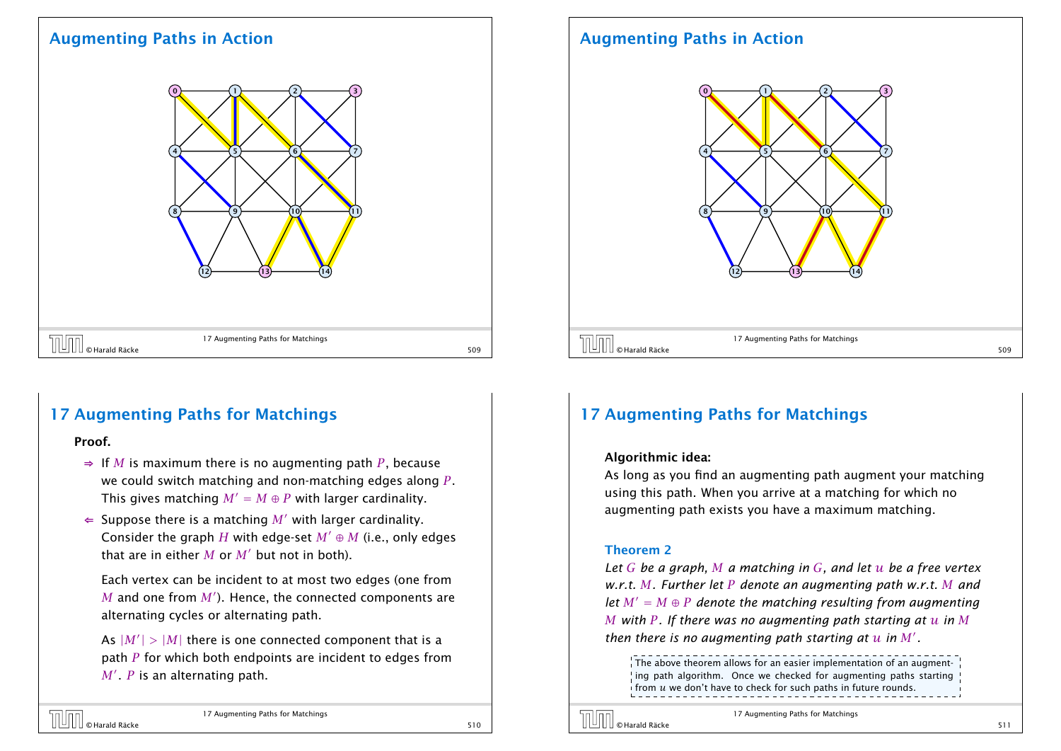## Augmenting Paths in Action

## Augmenting Paths in Action

## 17 Augmenting Paths for Matchings

**Proof.**

- $\Rightarrow$ If $M$ is maximum there is no augmenting path $P$, because we could switch matching and non-matching edges along $P$. This gives matching $M' = M \oplus P$ with larger cardinality.
- $\Leftarrow$ Suppose there is a matching $M'$ with larger cardinality. Consider the graph $H$ with edge-set $M' \oplus M$ (i.e., only edges that are in either $M$ or $M'$ but not in both).

  Each vertex can be incident to at most two edges (one from $M$ and one from $M'$). Hence, the connected components are alternating cycles or alternating path.

  As $|M'| > |M|$ there is one connected component that is a path $P$ for which both endpoints are incident to edges from $M'$. $P$ is an alternating path.

## 17 Augmenting Paths for Matchings

**Algorithmic idea:**

As long as you find an augmenting path augment your matching using this path. When you arrive at a matching for which no augmenting path exists you have a maximum matching.

**Theorem 2**

*Let $G$ be a graph, $M$ a matching in $G$, and let $u$ be a free vertex w.r.t. $M$. Further let $P$ denote an augmenting path w.r.t. $M$ and let $M' = M \oplus P$ denote the matching resulting from augmenting $M$ with $P$. If there was no augmenting path starting at $u$ in $M$ then there is no augmenting path starting at $u$ in $M'$.*

The above theorem allows for an easier implementation of an augmenting path algorithm. Once we checked for augmenting paths starting from $u$ we don't have to check for such paths in future rounds.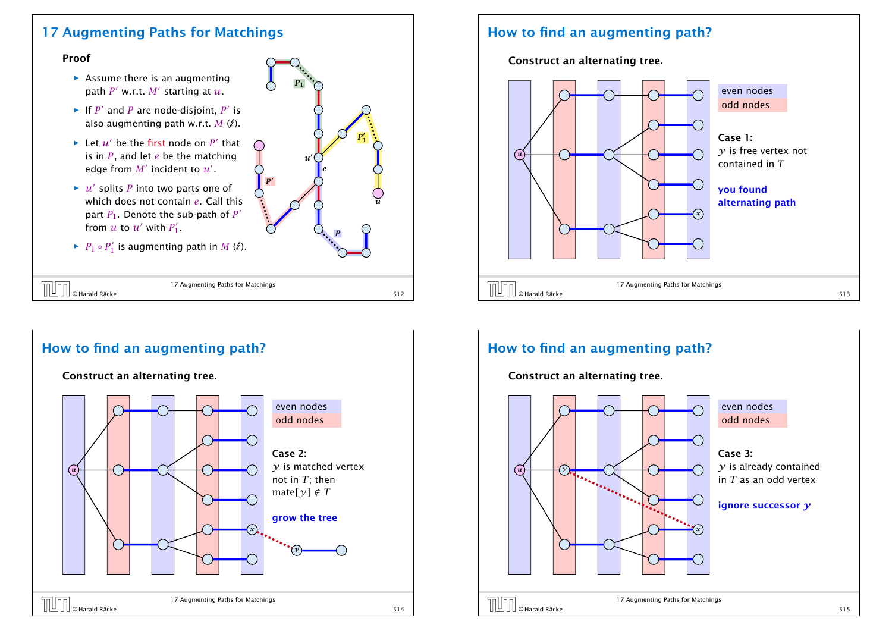## 17 Augmenting Paths for Matchings

**Proof**

- Assume there is an augmenting path $P'$ w.r.t. $M'$ starting at $u$.
- If $P'$ and $P$ are node-disjoint, $P'$ is also augmenting path w.r.t. $M$ (↯).
- Let $u'$ be the first node on $P'$ that is in $P$, and let $e$ be the matching edge from $M'$ incident to $u'$.
- $u'$ splits $P$ into two parts one of which does not contain $e$. Call this part $P_1$. Denote the sub-path of $P'$ from $u$ to $u'$ with $P'_1$.
- $P_1 \circ P'_1$ is augmenting path in $M$ (↯).

## How to find an augmenting path?

**Construct an alternating tree.**

even nodes
odd nodes

**Case 1:**
$y$ is free vertex not contained in $T$

**you found alternating path**

## How to find an augmenting path?

**Construct an alternating tree.**

even nodes
odd nodes

**Case 2:**
$y$ is matched vertex not in $T$; then $\text{mate}[y] \notin T$

**grow the tree**

## How to find an augmenting path?

**Construct an alternating tree.**

even nodes
odd nodes

**Case 3:**
$y$ is already contained in $T$ as an odd vertex

**ignore successor $y$**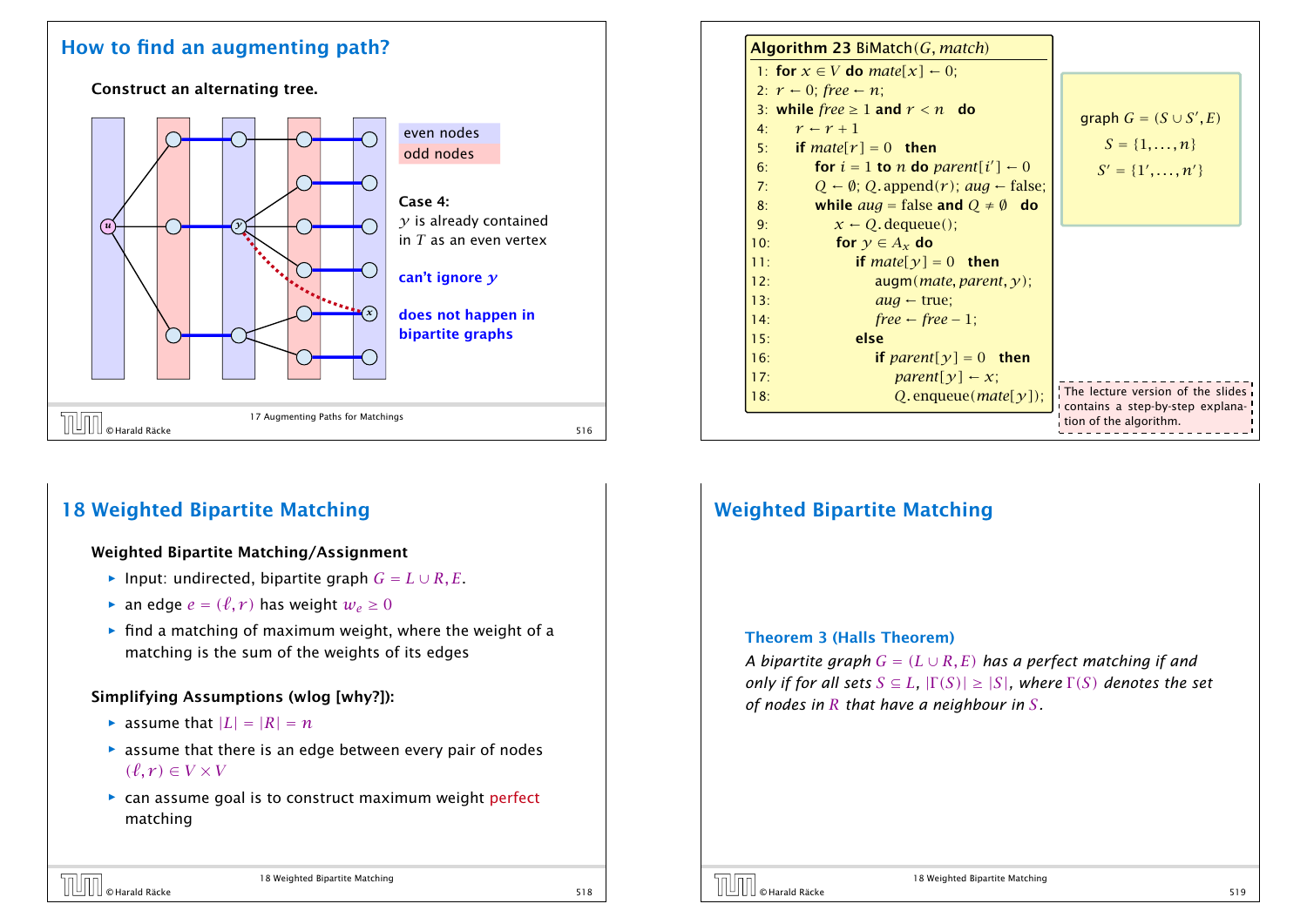## How to find an augmenting path?

**Construct an alternating tree.**

even nodes
odd nodes

**Case 4:**
$y$ is already contained in $T$ as an even vertex

**can't ignore $y$**

**does not happen in bipartite graphs**

---

**Algorithm 23** BiMatch($G$, $match$)

```
1:  for x ∈ V do mate[x] ← 0;
2:  r ← 0; free ← n;
3:  while free ≥ 1 and r < n do
4:      r ← r + 1
5:      if mate[r] = 0 then
6:          for i = 1 to n do parent[i'] ← 0
7:          Q ← ∅; Q.append(r); aug ← false;
8:          while aug = false and Q ≠ ∅ do
9:              x ← Q.dequeue();
10:             for y ∈ A_x do
11:                 if mate[y] = 0 then
12:                     augm(mate, parent, y);
13:                     aug ← true;
14:                     free ← free − 1;
15:                 else
16:                     if parent[y] = 0 then
17:                         parent[y] ← x;
18:                         Q.enqueue(mate[y]);
```

graph $G = (S \cup S', E)$

$S = \{1, \ldots, n\}$

$S' = \{1', \ldots, n'\}$

The lecture version of the slides contains a step-by-step explanation of the algorithm.

---

## 18 Weighted Bipartite Matching

**Weighted Bipartite Matching/Assignment**

- Input: undirected, bipartite graph $G = L \cup R, E$.
- an edge $e = (\ell, r)$ has weight $w_e \geq 0$
- find a matching of maximum weight, where the weight of a matching is the sum of the weights of its edges

**Simplifying Assumptions (wlog [why?]):**

- assume that $|L| = |R| = n$
- assume that there is an edge between every pair of nodes $(\ell, r) \in V \times V$
- can assume goal is to construct maximum weight perfect matching

---

## Weighted Bipartite Matching

**Theorem 3 (Halls Theorem)**

*A bipartite graph $G = (L \cup R, E)$ has a perfect matching if and only if for all sets $S \subseteq L$, $|\Gamma(S)| \geq |S|$, where $\Gamma(S)$ denotes the set of nodes in $R$ that have a neighbour in $S$.*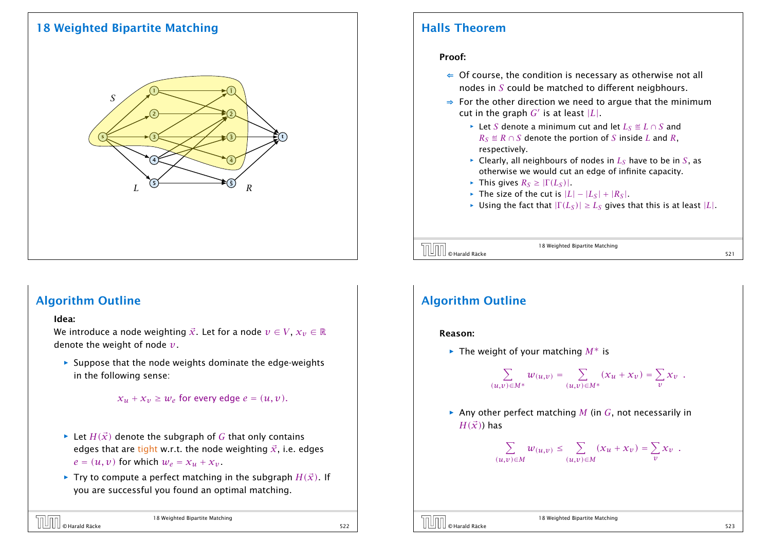## 18 Weighted Bipartite Matching

## Halls Theorem

**Proof:**

- $\Leftarrow$ Of course, the condition is necessary as otherwise not all nodes in $S$ could be matched to different neigbhours.
- $\Rightarrow$ For the other direction we need to argue that the minimum cut in the graph $G'$ is at least $|L|$.
  - Let $S$ denote a minimum cut and let $L_S \cong L \cap S$ and $R_S \cong R \cap S$ denote the portion of $S$ inside $L$ and $R$, respectively.
  - Clearly, all neighbours of nodes in $L_S$ have to be in $S$, as otherwise we would cut an edge of infinite capacity.
  - This gives $R_S \geq |\Gamma(L_S)|$.
  - The size of the cut is $|L| - |L_S| + |R_S|$.
  - Using the fact that $|\Gamma(L_S)| \geq L_S$ gives that this is at least $|L|$.

## Algorithm Outline

**Idea:**

We introduce a node weighting $\vec{x}$. Let for a node $v \in V$, $x_v \in \mathbb{R}$ denote the weight of node $v$.

- Suppose that the node weights dominate the edge-weights in the following sense:

$$x_u + x_v \geq w_e \text{ for every edge } e = (u, v).$$

- Let $H(\vec{x})$ denote the subgraph of $G$ that only contains edges that are tight w.r.t. the node weighting $\vec{x}$, i.e. edges $e = (u, v)$ for which $w_e = x_u + x_v$.
- Try to compute a perfect matching in the subgraph $H(\vec{x})$. If you are successful you found an optimal matching.

## Algorithm Outline

**Reason:**

- The weight of your matching $M^*$ is

$$\sum_{(u,v)\in M^*} w_{(u,v)} = \sum_{(u,v)\in M^*} (x_u + x_v) = \sum_v x_v \ .$$

- Any other perfect matching $M$ (in $G$, not necessarily in $H(\vec{x})$) has

$$\sum_{(u,v)\in M} w_{(u,v)} \leq \sum_{(u,v)\in M} (x_u + x_v) = \sum_v x_v \ .$$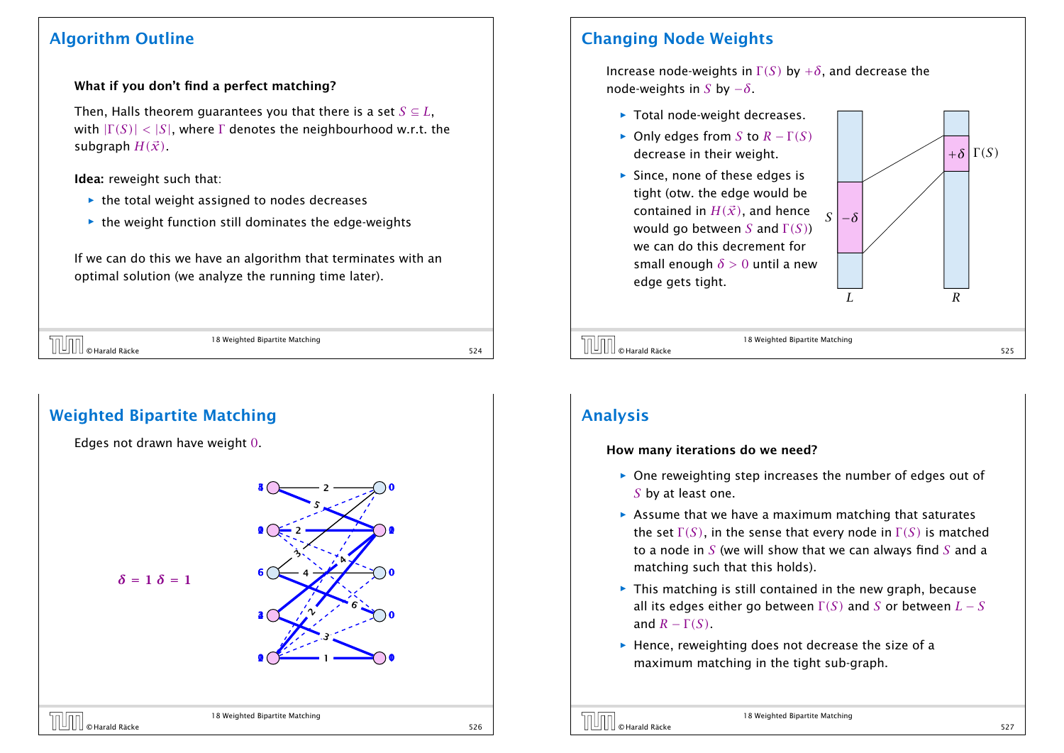## Algorithm Outline

**What if you don't find a perfect matching?**

Then, Halls theorem guarantees you that there is a set $S \subseteq L$, with $|\Gamma(S)| < |S|$, where $\Gamma$ denotes the neighbourhood w.r.t. the subgraph $H(\vec{x})$.

**Idea:** reweight such that:

- the total weight assigned to nodes decreases
- the weight function still dominates the edge-weights

If we can do this we have an algorithm that terminates with an optimal solution (we analyze the running time later).

## Changing Node Weights

Increase node-weights in $\Gamma(S)$ by $+\delta$, and decrease the node-weights in $S$ by $-\delta$.

- Total node-weight decreases.
- Only edges from $S$ to $R - \Gamma(S)$ decrease in their weight.
- Since, none of these edges is tight (otw. the edge would be contained in $H(\vec{x})$, and hence would go between $S$ and $\Gamma(S)$) we can do this decrement for small enough $\delta > 0$ until a new edge gets tight.

## Weighted Bipartite Matching

Edges not drawn have weight $0$.

$\delta = 1$ $\delta = 1$

## Analysis

**How many iterations do we need?**

- One reweighting step increases the number of edges out of $S$ by at least one.
- Assume that we have a maximum matching that saturates the set $\Gamma(S)$, in the sense that every node in $\Gamma(S)$ is matched to a node in $S$ (we will show that we can always find $S$ and a matching such that this holds).
- This matching is still contained in the new graph, because all its edges either go between $\Gamma(S)$ and $S$ or between $L - S$ and $R - \Gamma(S)$.
- Hence, reweighting does not decrease the size of a maximum matching in the tight sub-graph.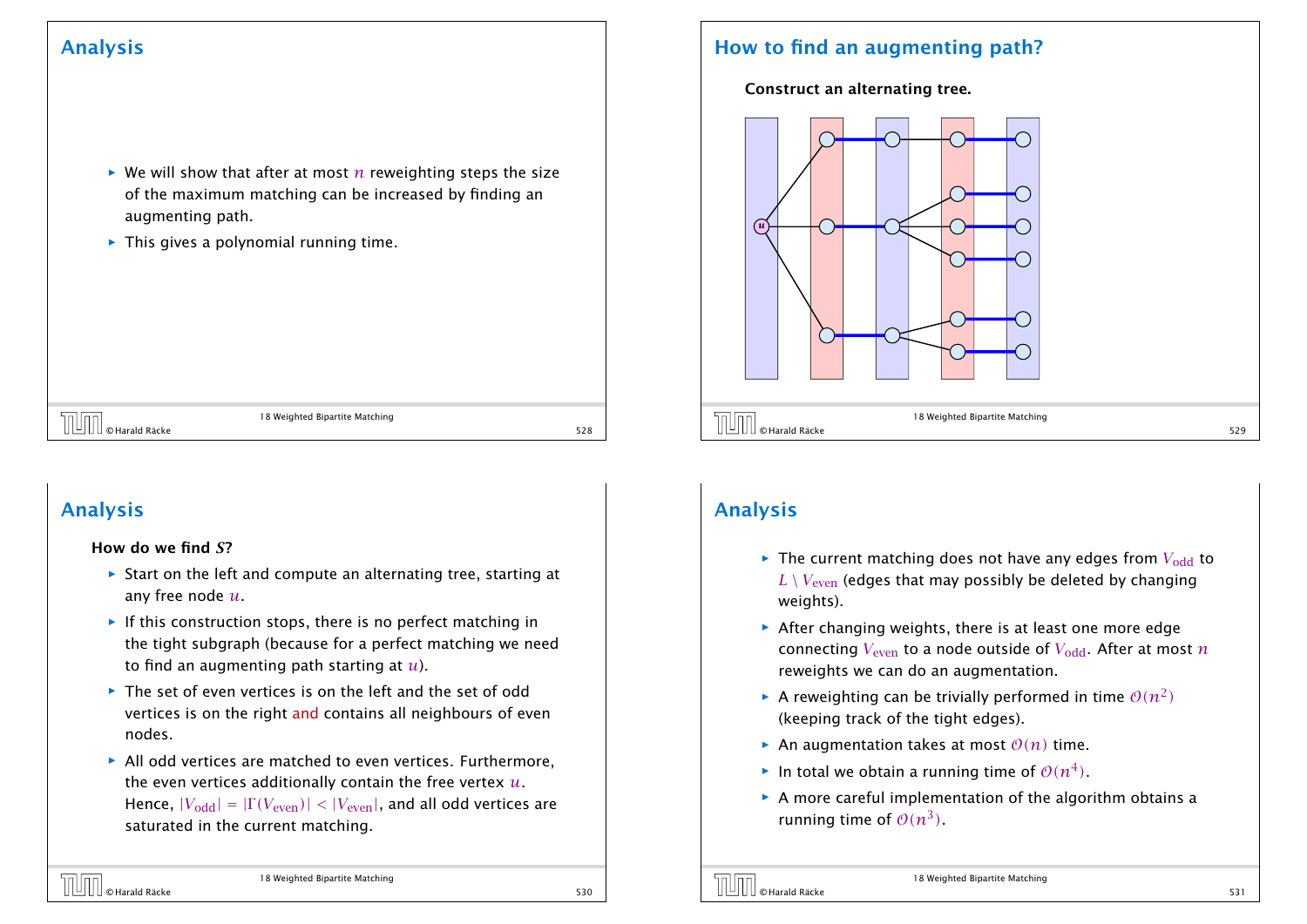## Analysis

- We will show that after at most $n$ reweighting steps the size of the maximum matching can be increased by finding an augmenting path.
- This gives a polynomial running time.

## How to find an augmenting path?

**Construct an alternating tree.**

## Analysis

**How do we find $S$?**

- Start on the left and compute an alternating tree, starting at any free node $u$.
- If this construction stops, there is no perfect matching in the tight subgraph (because for a perfect matching we need to find an augmenting path starting at $u$).
- The set of even vertices is on the left and the set of odd vertices is on the right and contains all neighbours of even nodes.
- All odd vertices are matched to even vertices. Furthermore, the even vertices additionally contain the free vertex $u$. Hence, $|V_{\text{odd}}| = |\Gamma(V_{\text{even}})| < |V_{\text{even}}|$, and all odd vertices are saturated in the current matching.

## Analysis

- The current matching does not have any edges from $V_{\text{odd}}$ to $L \setminus V_{\text{even}}$ (edges that may possibly be deleted by changing weights).
- After changing weights, there is at least one more edge connecting $V_{\text{even}}$ to a node outside of $V_{\text{odd}}$. After at most $n$ reweights we can do an augmentation.
- A reweighting can be trivially performed in time $\mathcal{O}(n^2)$ (keeping track of the tight edges).
- An augmentation takes at most $\mathcal{O}(n)$ time.
- In total we obtain a running time of $\mathcal{O}(n^4)$.
- A more careful implementation of the algorithm obtains a running time of $\mathcal{O}(n^3)$.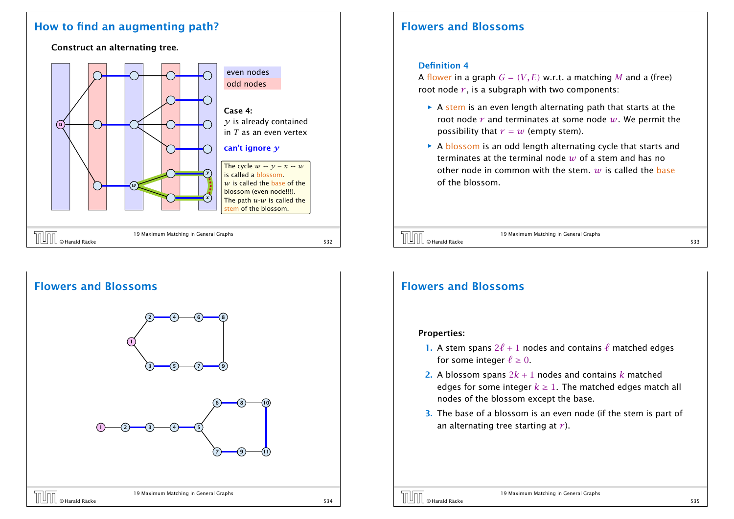## How to find an augmenting path?

**Construct an alternating tree.**

even nodes

odd nodes

**Case 4:**
$y$ is already contained in $T$ as an even vertex

**can't ignore $y$**

The cycle $w \leftrightarrow y - x \leftrightarrow w$ is called a blossom. $w$ is called the base of the blossom (even node!!!). The path $u$-$w$ is called the stem of the blossom.

## Flowers and Blossoms

**Definition 4**

A flower in a graph $G = (V, E)$ w.r.t. a matching $M$ and a (free) root node $r$, is a subgraph with two components:

- A stem is an even length alternating path that starts at the root node $r$ and terminates at some node $w$. We permit the possibility that $r = w$ (empty stem).
- A blossom is an odd length alternating cycle that starts and terminates at the terminal node $w$ of a stem and has no other node in common with the stem. $w$ is called the base of the blossom.

## Flowers and Blossoms

## Flowers and Blossoms

**Properties:**

1. A stem spans $2\ell + 1$ nodes and contains $\ell$ matched edges for some integer $\ell \geq 0$.
2. A blossom spans $2k + 1$ nodes and contains $k$ matched edges for some integer $k \geq 1$. The matched edges match all nodes of the blossom except the base.
3. The base of a blossom is an even node (if the stem is part of an alternating tree starting at $r$).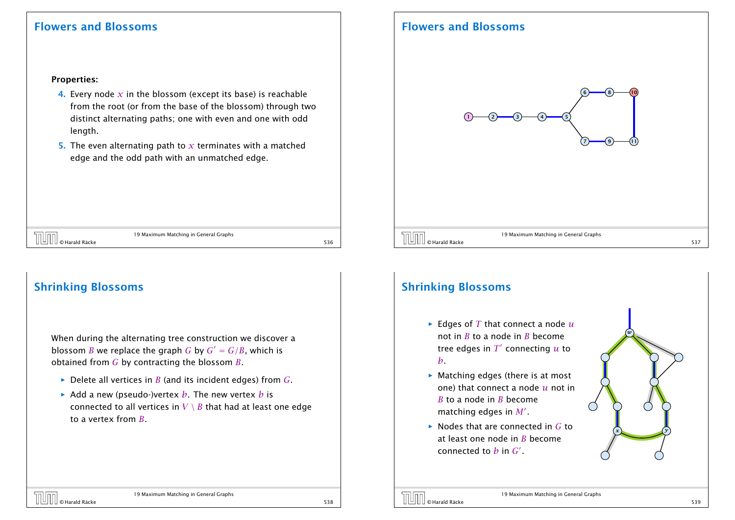## Flowers and Blossoms

**Properties:**

4. Every node $x$ in the blossom (except its base) is reachable from the root (or from the base of the blossom) through two distinct alternating paths; one with even and one with odd length.
5. The even alternating path to $x$ terminates with a matched edge and the odd path with an unmatched edge.

## Flowers and Blossoms

## Shrinking Blossoms

When during the alternating tree construction we discover a blossom $B$ we replace the graph $G$ by $G' = G/B$, which is obtained from $G$ by contracting the blossom $B$.

- Delete all vertices in $B$ (and its incident edges) from $G$.
- Add a new (pseudo-)vertex $b$. The new vertex $b$ is connected to all vertices in $V \setminus B$ that had at least one edge to a vertex from $B$.

## Shrinking Blossoms

- Edges of $T$ that connect a node $u$ not in $B$ to a node in $B$ become tree edges in $T'$ connecting $u$ to $b$.
- Matching edges (there is at most one) that connect a node $u$ not in $B$ to a node in $B$ become matching edges in $M'$.
- Nodes that are connected in $G$ to at least one node in $B$ become connected to $b$ in $G'$.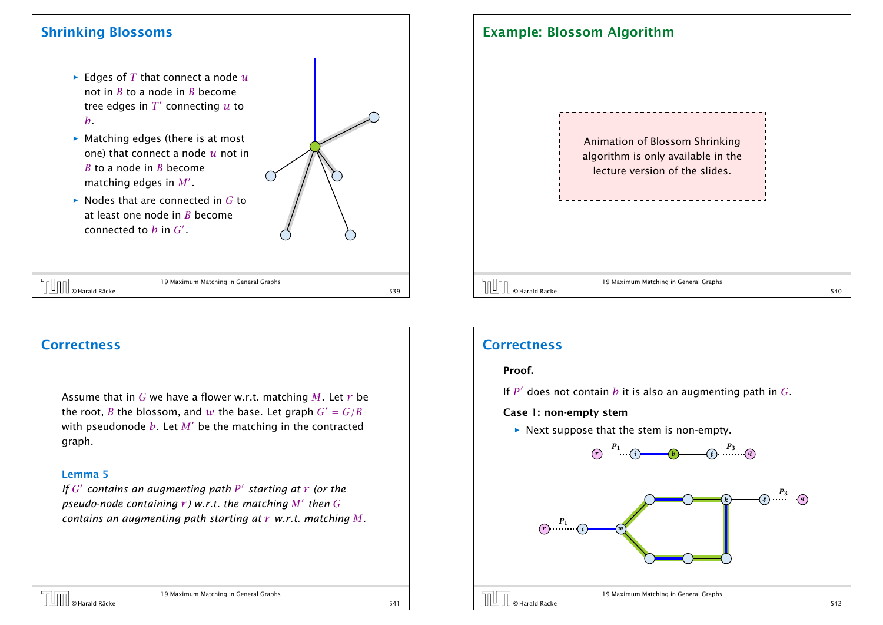## Shrinking Blossoms

- Edges of $T$ that connect a node $u$ not in $B$ to a node in $B$ become tree edges in $T'$ connecting $u$ to $b$.
- Matching edges (there is at most one) that connect a node $u$ not in $B$ to a node in $B$ become matching edges in $M'$.
- Nodes that are connected in $G$ to at least one node in $B$ become connected to $b$ in $G'$.

## Example: Blossom Algorithm

Animation of Blossom Shrinking algorithm is only available in the lecture version of the slides.

## Correctness

Assume that in $G$ we have a flower w.r.t. matching $M$. Let $r$ be the root, $B$ the blossom, and $w$ the base. Let graph $G' = G/B$ with pseudonode $b$. Let $M'$ be the matching in the contracted graph.

**Lemma 5**

*If $G'$ contains an augmenting path $P'$ starting at $r$ (or the pseudo-node containing $r$) w.r.t. the matching $M'$ then $G$ contains an augmenting path starting at $r$ w.r.t. matching $M$.*

## Correctness

**Proof.**

If $P'$ does not contain $b$ it is also an augmenting path in $G$.

**Case 1: non-empty stem**

- Next suppose that the stem is non-empty.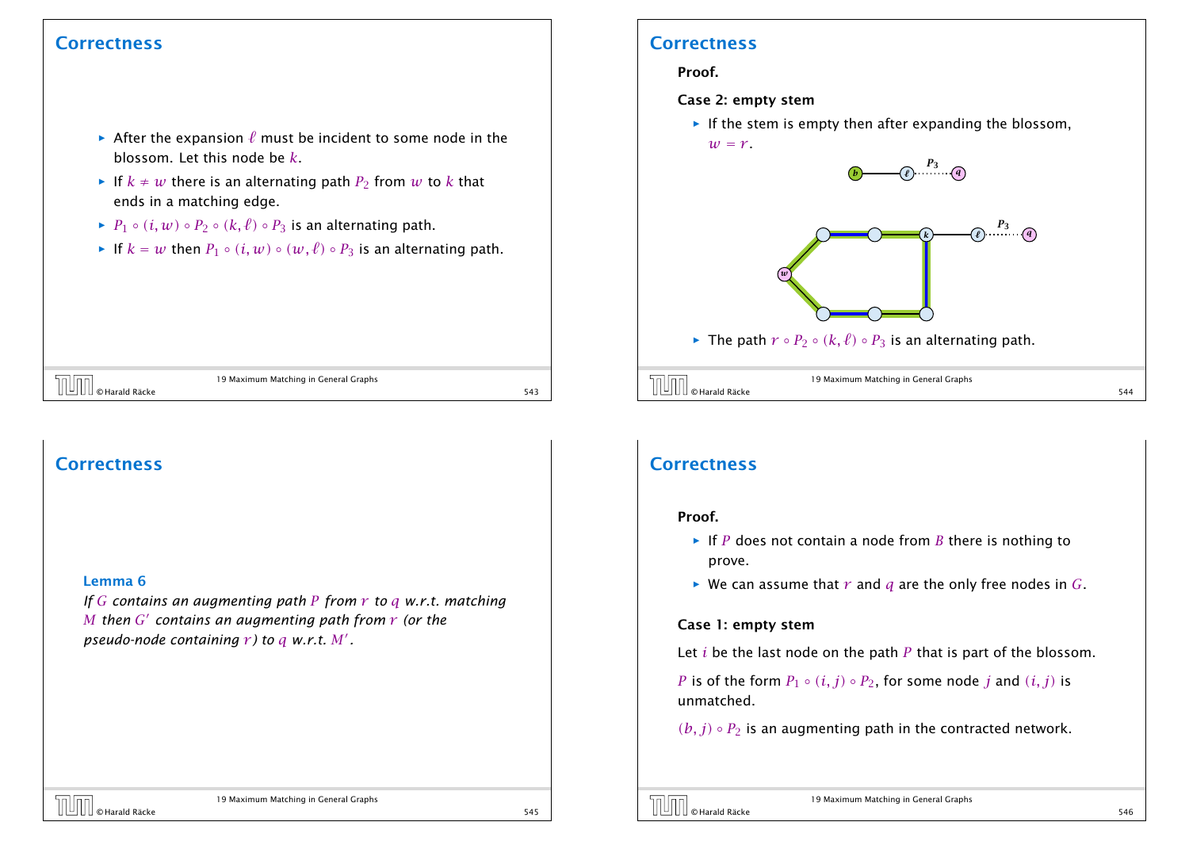## Correctness

- After the expansion $\ell$ must be incident to some node in the blossom. Let this node be $k$.
- If $k \neq w$ there is an alternating path $P_2$ from $w$ to $k$ that ends in a matching edge.
- $P_1 \circ (i, w) \circ P_2 \circ (k, \ell) \circ P_3$ is an alternating path.
- If $k = w$ then $P_1 \circ (i, w) \circ (w, \ell) \circ P_3$ is an alternating path.

## Correctness

**Proof.**

**Case 2: empty stem**

- If the stem is empty then after expanding the blossom, $w = r$.

- The path $r \circ P_2 \circ (k, \ell) \circ P_3$ is an alternating path.

## Correctness

**Lemma 6**

*If $G$ contains an augmenting path $P$ from $r$ to $q$ w.r.t. matching $M$ then $G'$ contains an augmenting path from $r$ (or the pseudo-node containing $r$) to $q$ w.r.t. $M'$.*

## Correctness

**Proof.**

- If $P$ does not contain a node from $B$ there is nothing to prove.
- We can assume that $r$ and $q$ are the only free nodes in $G$.

**Case 1: empty stem**

Let $i$ be the last node on the path $P$ that is part of the blossom.

$P$ is of the form $P_1 \circ (i, j) \circ P_2$, for some node $j$ and $(i, j)$ is unmatched.

$(b, j) \circ P_2$ is an augmenting path in the contracted network.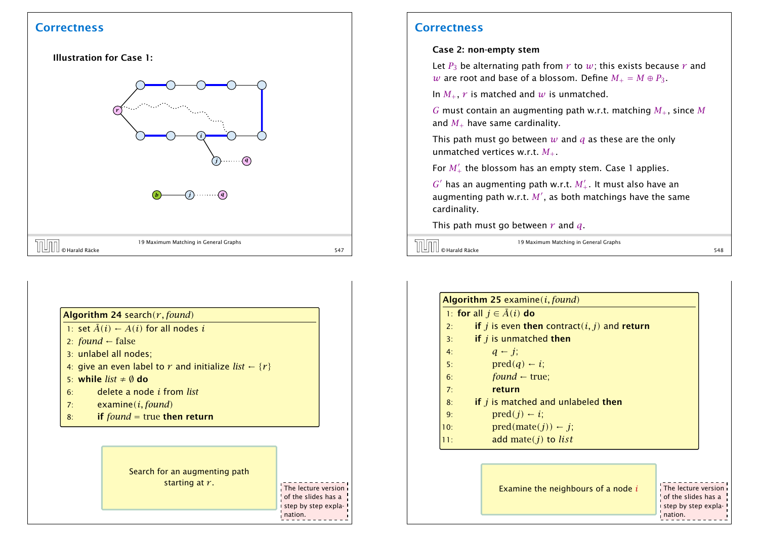## Correctness

**Illustration for Case 1:**

## Correctness

**Case 2: non-empty stem**

Let $P_3$ be alternating path from $r$ to $w$; this exists because $r$ and $w$ are root and base of a blossom. Define $M_+ = M \oplus P_3$.

In $M_+$, $r$ is matched and $w$ is unmatched.

$G$ must contain an augmenting path w.r.t. matching $M_+$, since $M$ and $M_+$ have same cardinality.

This path must go between $w$ and $q$ as these are the only unmatched vertices w.r.t. $M_+$.

For $M'_+$ the blossom has an empty stem. Case 1 applies.

$G'$ has an augmenting path w.r.t. $M'_+$. It must also have an augmenting path w.r.t. $M'$, as both matchings have the same cardinality.

This path must go between $r$ and $q$.

**Algorithm 24** search($r$, *found*)

```
1: set Ā(i) ← A(i) for all nodes i
2: found ← false
3: unlabel all nodes;
4: give an even label to r and initialize list ← {r}
5: while list ≠ ∅ do
6:     delete a node i from list
7:     examine(i, found)
8:     if found = true then return
```

Search for an augmenting path starting at $r$.

The lecture version of the slides has a step by step explanation.

**Algorithm 25** examine($i$, *found*)

```
1: for all j ∈ Ā(i) do
2:     if j is even then contract(i, j) and return
3:     if j is unmatched then
4:         q ← j;
5:         pred(q) ← i;
6:         found ← true;
7:         return
8:     if j is matched and unlabeled then
9:         pred(j) ← i;
10:        pred(mate(j)) ← j;
11:        add mate(j) to list
```

Examine the neighbours of a node $i$

The lecture version of the slides has a step by step explanation.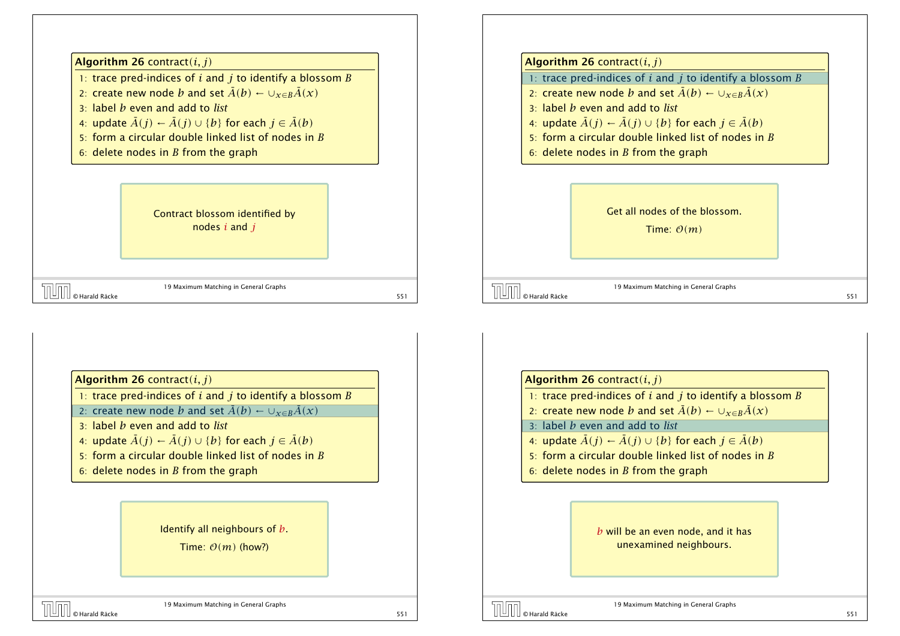**Algorithm 26** contract$(i, j)$

1: trace pred-indices of $i$ and $j$ to identify a blossom $B$
2: create new node $b$ and set $\bar{A}(b) \leftarrow \cup_{x \in B} \bar{A}(x)$
3: label $b$ even and add to *list*
4: update $\bar{A}(j) \leftarrow \bar{A}(j) \cup \{b\}$ for each $j \in \bar{A}(b)$
5: form a circular double linked list of nodes in $B$
6: delete nodes in $B$ from the graph

Contract blossom identified by nodes $i$ and $j$

---

**Algorithm 26** contract$(i, j)$

1: trace pred-indices of $i$ and $j$ to identify a blossom $B$
2: create new node $b$ and set $\bar{A}(b) \leftarrow \cup_{x \in B} \bar{A}(x)$
3: label $b$ even and add to *list*
4: update $\bar{A}(j) \leftarrow \bar{A}(j) \cup \{b\}$ for each $j \in \bar{A}(b)$
5: form a circular double linked list of nodes in $B$
6: delete nodes in $B$ from the graph

Get all nodes of the blossom.

Time: $\mathcal{O}(m)$

---

**Algorithm 26** contract$(i, j)$

1: trace pred-indices of $i$ and $j$ to identify a blossom $B$
2: create new node $b$ and set $\bar{A}(b) \leftarrow \cup_{x \in B} \bar{A}(x)$
3: label $b$ even and add to *list*
4: update $\bar{A}(j) \leftarrow \bar{A}(j) \cup \{b\}$ for each $j \in \bar{A}(b)$
5: form a circular double linked list of nodes in $B$
6: delete nodes in $B$ from the graph

Identify all neighbours of $b$.

Time: $\mathcal{O}(m)$ (how?)

---

**Algorithm 26** contract$(i, j)$

1: trace pred-indices of $i$ and $j$ to identify a blossom $B$
2: create new node $b$ and set $\bar{A}(b) \leftarrow \cup_{x \in B} \bar{A}(x)$
3: label $b$ even and add to *list*
4: update $\bar{A}(j) \leftarrow \bar{A}(j) \cup \{b\}$ for each $j \in \bar{A}(b)$
5: form a circular double linked list of nodes in $B$
6: delete nodes in $B$ from the graph

$b$ will be an even node, and it has unexamined neighbours.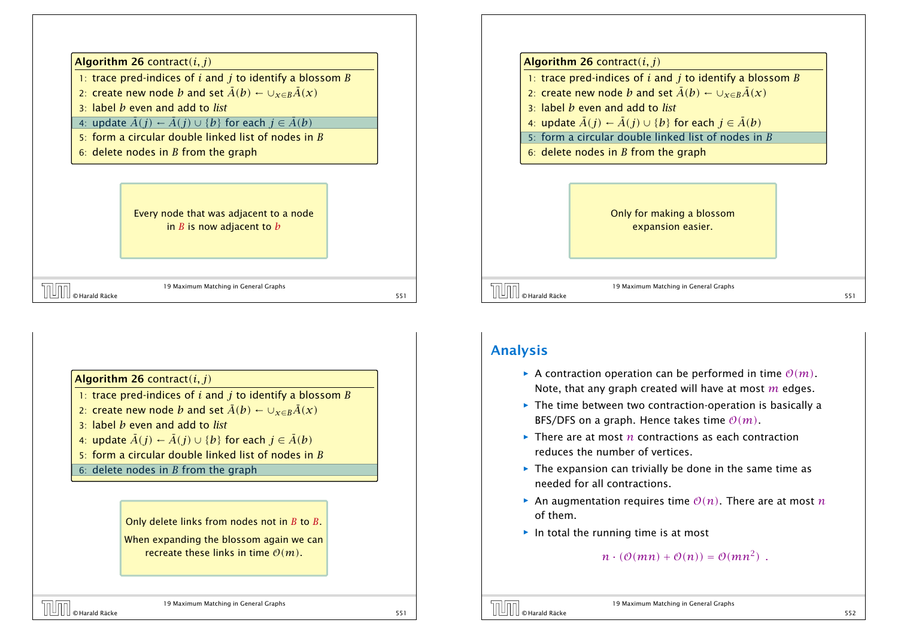**Algorithm 26** contract$(i, j)$

1: trace pred-indices of $i$ and $j$ to identify a blossom $B$
2: create new node $b$ and set $\bar{A}(b) \leftarrow \cup_{x \in B} \bar{A}(x)$
3: label $b$ even and add to *list*
4: update $\bar{A}(j) \leftarrow \bar{A}(j) \cup \{b\}$ for each $j \in \bar{A}(b)$
5: form a circular double linked list of nodes in $B$
6: delete nodes in $B$ from the graph

Every node that was adjacent to a node in $B$ is now adjacent to $b$

**Algorithm 26** contract$(i, j)$

1: trace pred-indices of $i$ and $j$ to identify a blossom $B$
2: create new node $b$ and set $\bar{A}(b) \leftarrow \cup_{x \in B} \bar{A}(x)$
3: label $b$ even and add to *list*
4: update $\bar{A}(j) \leftarrow \bar{A}(j) \cup \{b\}$ for each $j \in \bar{A}(b)$
5: form a circular double linked list of nodes in $B$
6: delete nodes in $B$ from the graph

Only for making a blossom expansion easier.

**Algorithm 26** contract$(i, j)$

1: trace pred-indices of $i$ and $j$ to identify a blossom $B$
2: create new node $b$ and set $\bar{A}(b) \leftarrow \cup_{x \in B} \bar{A}(x)$
3: label $b$ even and add to *list*
4: update $\bar{A}(j) \leftarrow \bar{A}(j) \cup \{b\}$ for each $j \in \bar{A}(b)$
5: form a circular double linked list of nodes in $B$
6: delete nodes in $B$ from the graph

Only delete links from nodes not in $B$ to $B$.

When expanding the blossom again we can recreate these links in time $\mathcal{O}(m)$.

## Analysis

- A contraction operation can be performed in time $\mathcal{O}(m)$. Note, that any graph created will have at most $m$ edges.
- The time between two contraction-operation is basically a BFS/DFS on a graph. Hence takes time $\mathcal{O}(m)$.
- There are at most $n$ contractions as each contraction reduces the number of vertices.
- The expansion can trivially be done in the same time as needed for all contractions.
- An augmentation requires time $\mathcal{O}(n)$. There are at most $n$ of them.
- In total the running time is at most

$$n \cdot (\mathcal{O}(mn) + \mathcal{O}(n)) = \mathcal{O}(mn^2) .$$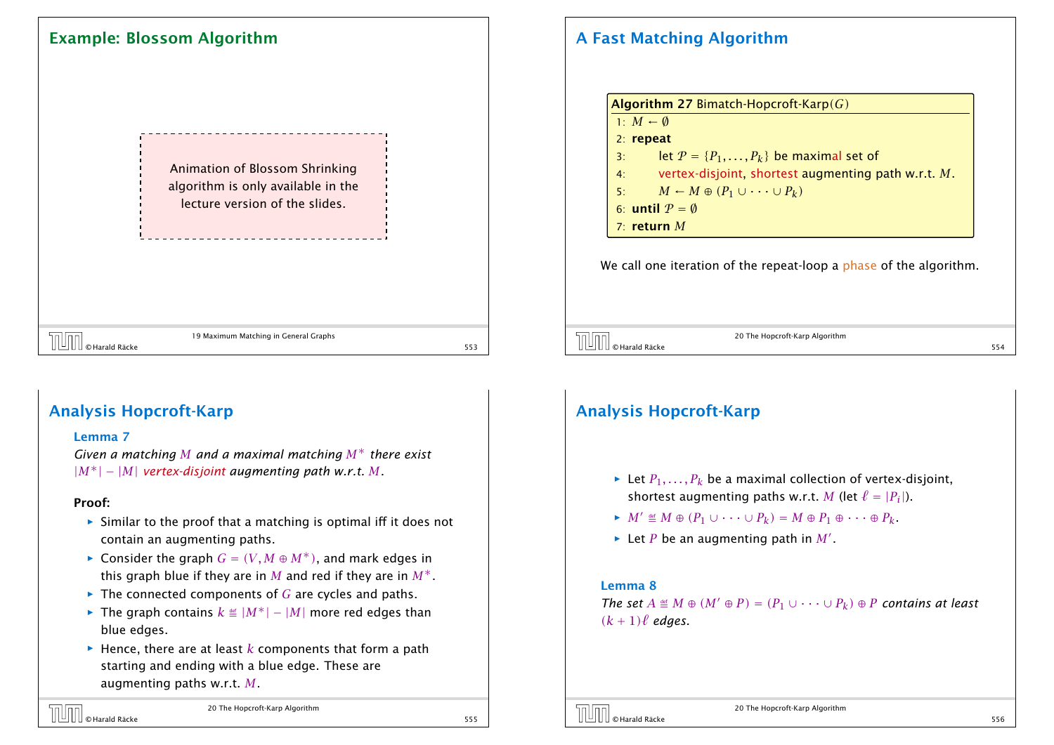## Example: Blossom Algorithm

Animation of Blossom Shrinking algorithm is only available in the lecture version of the slides.

## A Fast Matching Algorithm

**Algorithm 27** Bimatch-Hopcroft-Karp($G$)

```
1: M ← ∅
2: repeat
3:     let 𝒫 = {P_1, ..., P_k} be maximal set of
4:     vertex-disjoint, shortest augmenting path w.r.t. M.
5:     M ← M ⊕ (P_1 ∪ ··· ∪ P_k)
6: until 𝒫 = ∅
7: return M
```

We call one iteration of the repeat-loop a phase of the algorithm.

## Analysis Hopcroft-Karp

**Lemma 7**
*Given a matching $M$ and a maximal matching $M^*$ there exist $|M^*| - |M|$ vertex-disjoint augmenting path w.r.t. $M$.*

**Proof:**

- Similar to the proof that a matching is optimal iff it does not contain an augmenting paths.
- Consider the graph $G = (V, M \oplus M^*)$, and mark edges in this graph blue if they are in $M$ and red if they are in $M^*$.
- The connected components of $G$ are cycles and paths.
- The graph contains $k \stackrel{\text{def}}{=} |M^*| - |M|$ more red edges than blue edges.
- Hence, there are at least $k$ components that form a path starting and ending with a blue edge. These are augmenting paths w.r.t. $M$.

## Analysis Hopcroft-Karp

- Let $P_1, \dots, P_k$ be a maximal collection of vertex-disjoint, shortest augmenting paths w.r.t. $M$ (let $\ell = |P_i|$).
- $M' \stackrel{\text{def}}{=} M \oplus (P_1 \cup \cdots \cup P_k) = M \oplus P_1 \oplus \cdots \oplus P_k$.
- Let $P$ be an augmenting path in $M'$.

**Lemma 8**
*The set $A \stackrel{\text{def}}{=} M \oplus (M' \oplus P) = (P_1 \cup \cdots \cup P_k) \oplus P$ contains at least $(k+1)\ell$ edges.*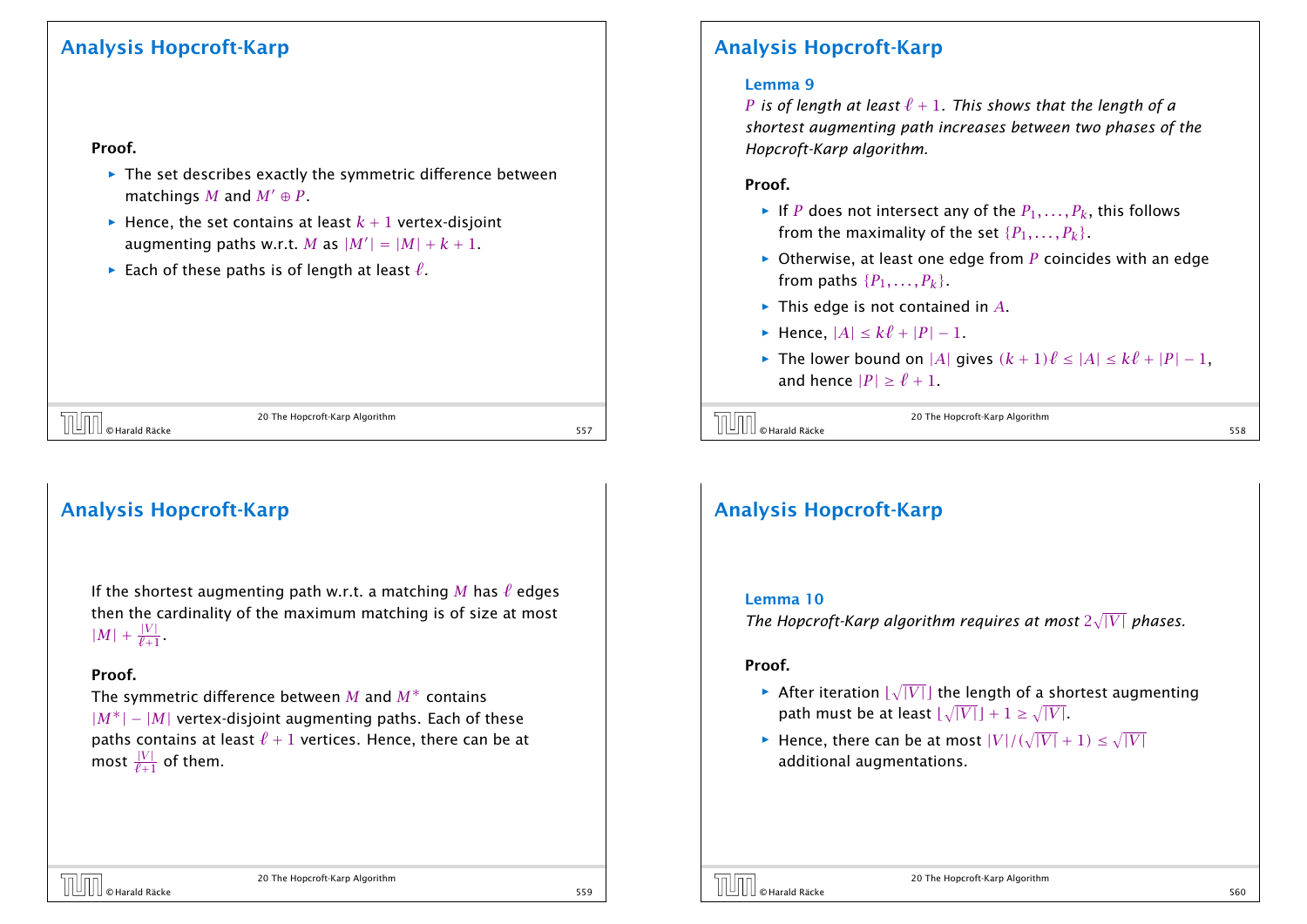## Analysis Hopcroft-Karp

**Proof.**

- The set describes exactly the symmetric difference between matchings $M$ and $M' \oplus P$.
- Hence, the set contains at least $k+1$ vertex-disjoint augmenting paths w.r.t. $M$ as $|M'| = |M| + k + 1$.
- Each of these paths is of length at least $\ell$.

## Analysis Hopcroft-Karp

**Lemma 9**

*$P$ is of length at least $\ell + 1$. This shows that the length of a shortest augmenting path increases between two phases of the Hopcroft-Karp algorithm.*

**Proof.**

- If $P$ does not intersect any of the $P_1, \dots, P_k$, this follows from the maximality of the set $\{P_1, \dots, P_k\}$.
- Otherwise, at least one edge from $P$ coincides with an edge from paths $\{P_1, \dots, P_k\}$.
- This edge is not contained in $A$.
- Hence, $|A| \le k\ell + |P| - 1$.
- The lower bound on $|A|$ gives $(k+1)\ell \le |A| \le k\ell + |P| - 1$, and hence $|P| \ge \ell + 1$.

## Analysis Hopcroft-Karp

If the shortest augmenting path w.r.t. a matching $M$ has $\ell$ edges then the cardinality of the maximum matching is of size at most $|M| + \frac{|V|}{\ell+1}$.

**Proof.**

The symmetric difference between $M$ and $M^*$ contains $|M^*| - |M|$ vertex-disjoint augmenting paths. Each of these paths contains at least $\ell + 1$ vertices. Hence, there can be at most $\frac{|V|}{\ell+1}$ of them.

## Analysis Hopcroft-Karp

**Lemma 10**

*The Hopcroft-Karp algorithm requires at most $2\sqrt{|V|}$ phases.*

**Proof.**

- After iteration $\lfloor\sqrt{|V|}\rfloor$ the length of a shortest augmenting path must be at least $\lfloor\sqrt{|V|}\rfloor + 1 \ge \sqrt{|V|}$.
- Hence, there can be at most $|V|/(\sqrt{|V|} + 1) \le \sqrt{|V|}$ additional augmentations.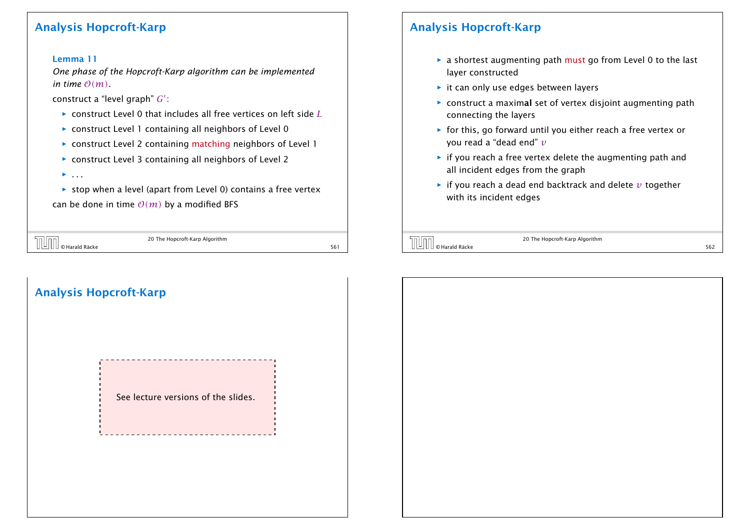## Analysis Hopcroft-Karp

**Lemma 11**

*One phase of the Hopcroft-Karp algorithm can be implemented in time $\mathcal{O}(m)$.*

construct a "level graph" $G'$:

- construct Level 0 that includes all free vertices on left side $L$
- construct Level 1 containing all neighbors of Level 0
- construct Level 2 containing matching neighbors of Level 1
- construct Level 3 containing all neighbors of Level 2
- ...
- stop when a level (apart from Level 0) contains a free vertex

can be done in time $\mathcal{O}(m)$ by a modified BFS

## Analysis Hopcroft-Karp

- a shortest augmenting path must go from Level 0 to the last layer constructed
- it can only use edges between layers
- construct a maxima**l** set of vertex disjoint augmenting path connecting the layers
- for this, go forward until you either reach a free vertex or you read a "dead end" $v$
- if you reach a free vertex delete the augmenting path and all incident edges from the graph
- if you reach a dead end backtrack and delete $v$ together with its incident edges

## Analysis Hopcroft-Karp

See lecture versions of the slides.